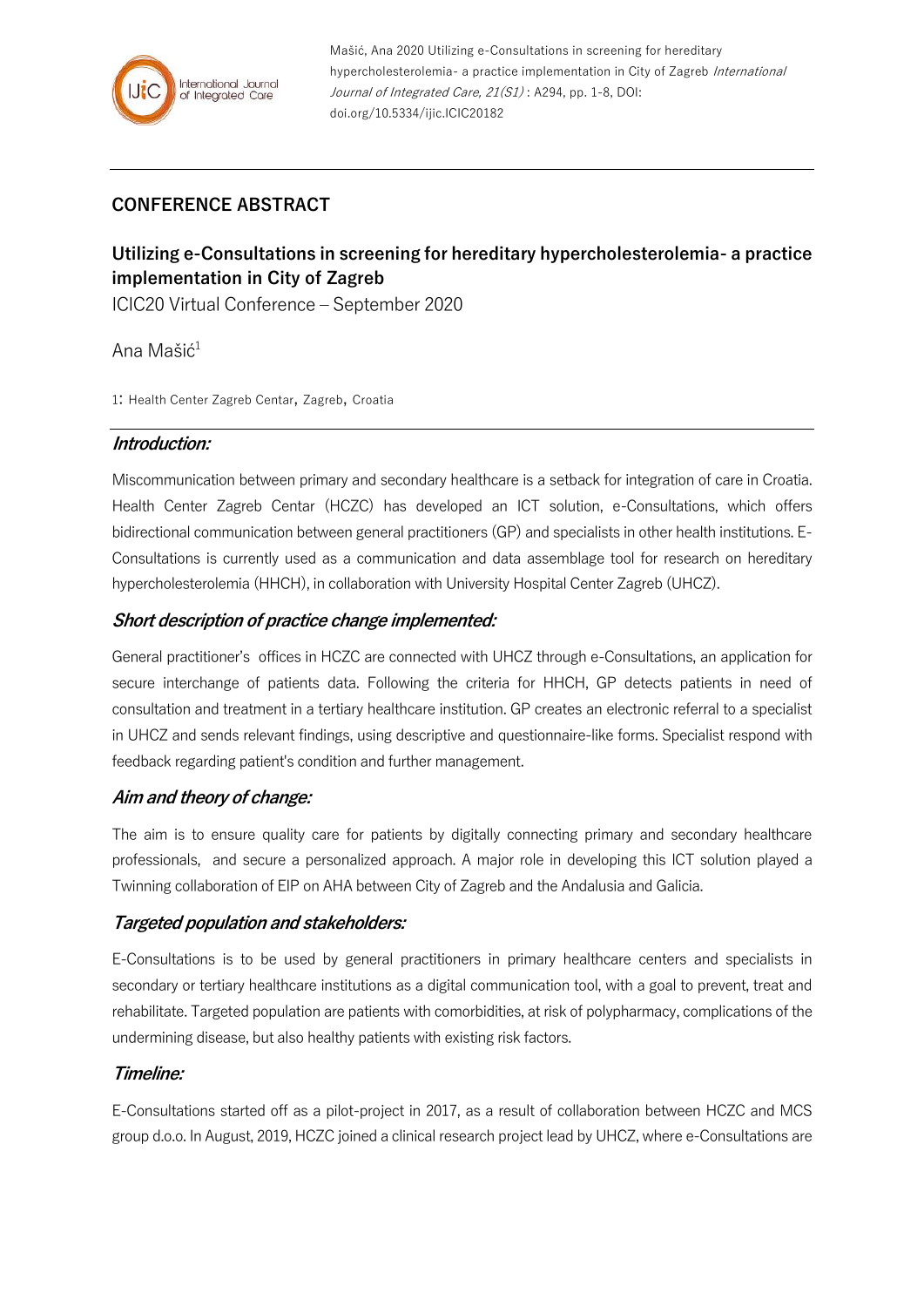Mašić, Ana 2020 Utilizing e-Consultations in screening for hereditary hypercholesterolemia- a practice implementation in City of Zagreb *International Journal of Integrated Care, 21(S1)* : A294, pp. 1-8, DOI: doi.org/10.5334/ijic.ICIC20182

## CONFERENCE ABSTRACT

# Utilizing e-Consultations in screening for hereditary hypercholesterolemia- a practice implementation in City of Zagreb

ICIC20 Virtual Conference – September 2020

Ana Mašić[1]

1: Health Center Zagreb Centar, Zagreb, Croatia

### *Introduction:*

Miscommunication between primary and secondary healthcare is a setback for integration of care in Croatia. Health Center Zagreb Centar (HCZC) has developed an ICT solution, e-Consultations, which offers bidirectional communication between general practitioners (GP) and specialists in other health institutions. E-Consultations is currently used as a communication and data assemblage tool for research on hereditary hypercholesterolemia (HHCH), in collaboration with University Hospital Center Zagreb (UHCZ).

### *Short description of practice change implemented:*

General practitioner's offices in HCZC are connected with UHCZ through e-Consultations, an application for secure interchange of patients data. Following the criteria for HHCH, GP detects patients in need of consultation and treatment in a tertiary healthcare institution. GP creates an electronic referral to a specialist in UHCZ and sends relevant findings, using descriptive and questionnaire-like forms. Specialist respond with feedback regarding patient's condition and further management.

### *Aim and theory of change:*

The aim is to ensure quality care for patients by digitally connecting primary and secondary healthcare professionals, and secure a personalized approach. A major role in developing this ICT solution played a Twinning collaboration of EIP on AHA between City of Zagreb and the Andalusia and Galicia.

### *Targeted population and stakeholders:*

E-Consultations is to be used by general practitioners in primary healthcare centers and specialists in secondary or tertiary healthcare institutions as a digital communication tool, with a goal to prevent, treat and rehabilitate. Targeted population are patients with comorbidities, at risk of polypharmacy, complications of the undermining disease, but also healthy patients with existing risk factors.

### *Timeline:*

E-Consultations started off as a pilot-project in 2017, as a result of collaboration between HCZC and MCS group d.o.o. In August, 2019, HCZC joined a clinical research project lead by UHCZ, where e-Consultations are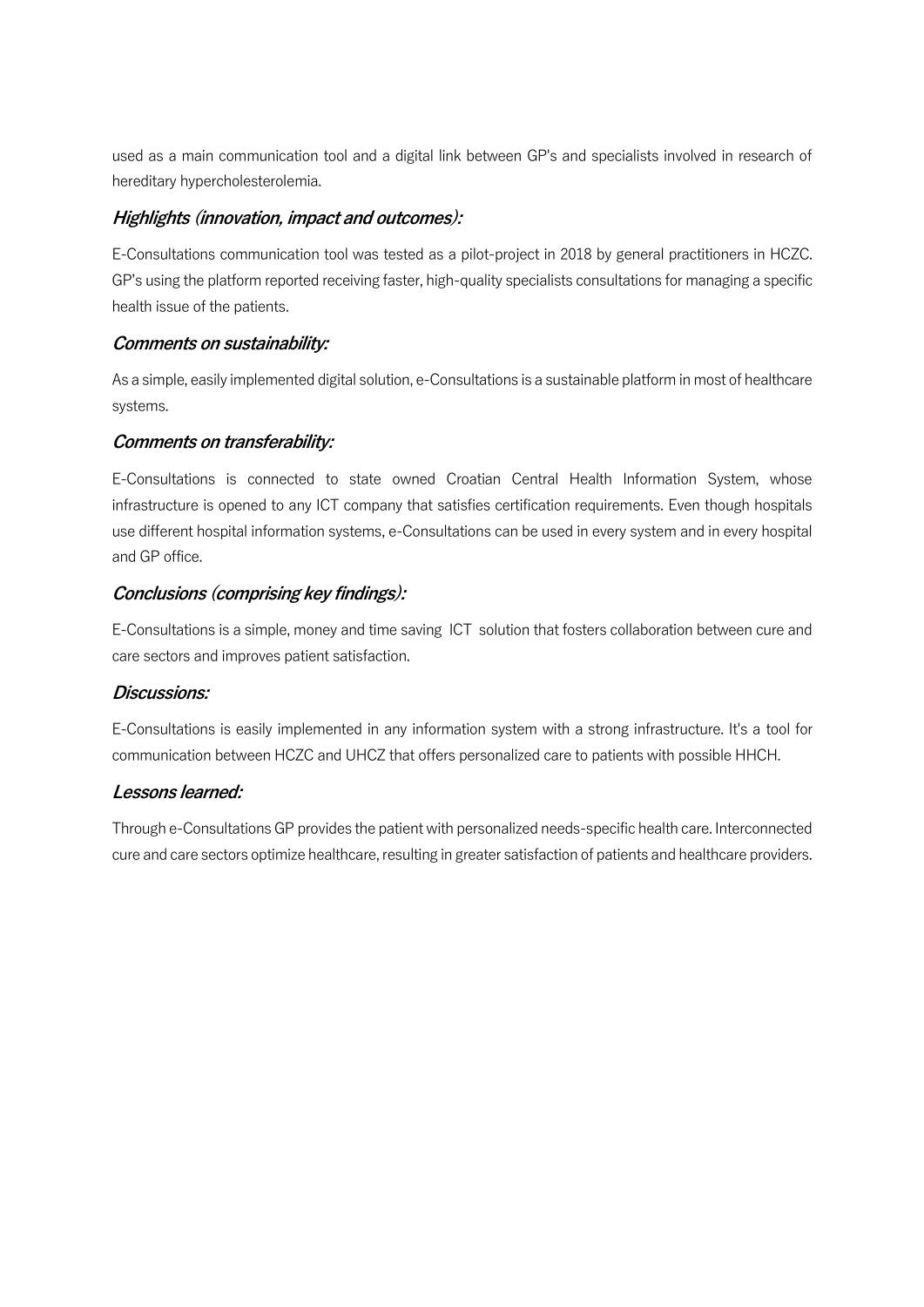used as a main communication tool and a digital link between GP's and specialists involved in research of hereditary hypercholesterolemia.

### *Highlights (innovation, impact and outcomes):*

E-Consultations communication tool was tested as a pilot-project in 2018 by general practitioners in HCZC. GP's using the platform reported receiving faster, high-quality specialists consultations for managing a specific health issue of the patients.

### *Comments on sustainability:*

As a simple, easily implemented digital solution, e-Consultations is a sustainable platform in most of healthcare systems.

### *Comments on transferability:*

E-Consultations is connected to state owned Croatian Central Health Information System, whose infrastructure is opened to any ICT company that satisfies certification requirements. Even though hospitals use different hospital information systems, e-Consultations can be used in every system and in every hospital and GP office.

### *Conclusions (comprising key findings):*

E-Consultations is a simple, money and time saving ICT solution that fosters collaboration between cure and care sectors and improves patient satisfaction.

### *Discussions:*

E-Consultations is easily implemented in any information system with a strong infrastructure. It's a tool for communication between HCZC and UHCZ that offers personalized care to patients with possible HHCH.

### *Lessons learned:*

Through e-Consultations GP provides the patient with personalized needs-specific health care. Interconnected cure and care sectors optimize healthcare, resulting in greater satisfaction of patients and healthcare providers.